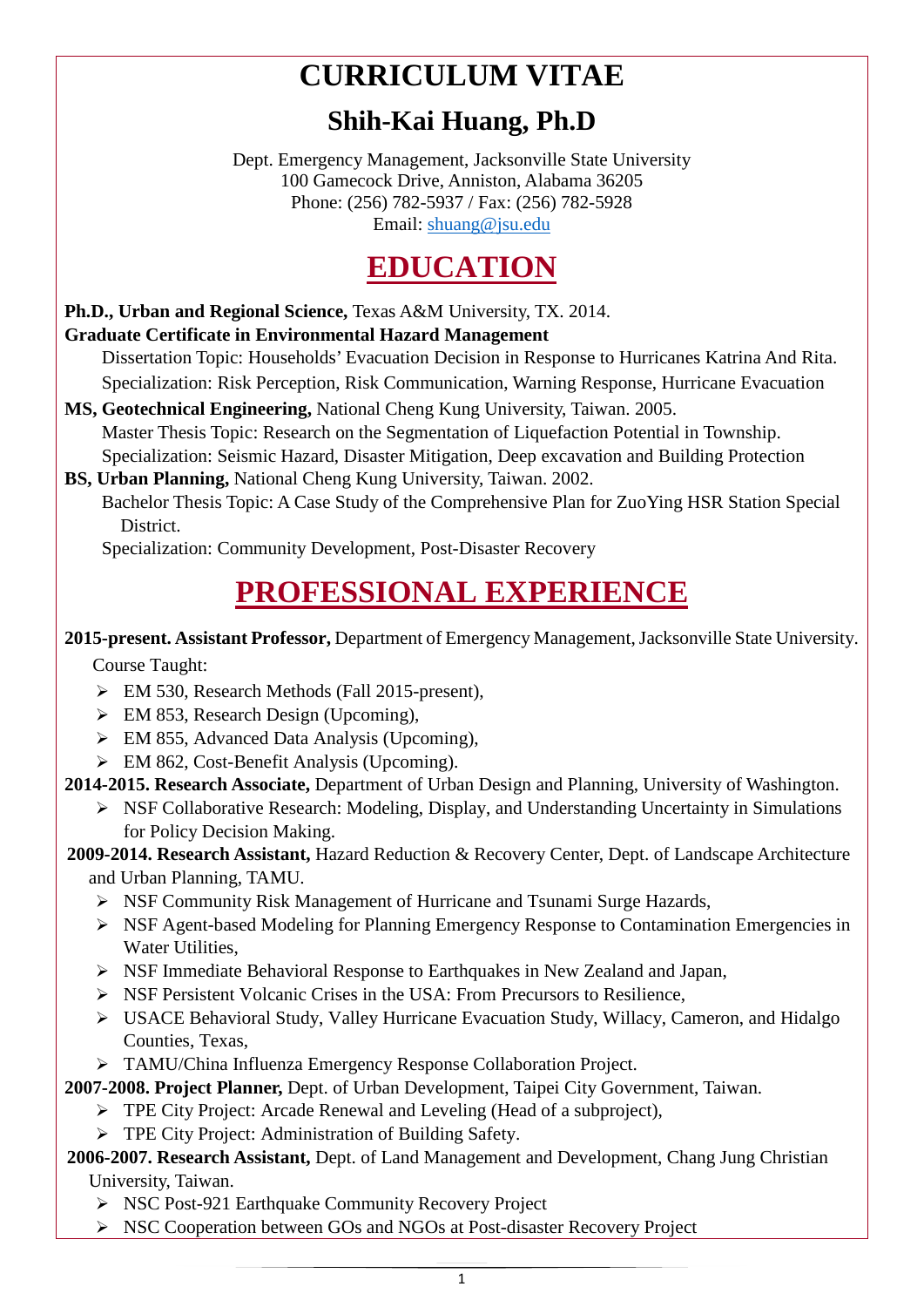# CURRICULUM VITAE

## Shih-Kai Huang, Ph.D

Dept. Emergency Management, Jacksonville State University
100 Gamecock Drive, Anniston, Alabama 36205
Phone: (256) 782-5937 / Fax: (256) 782-5928
Email: shuang@jsu.edu

## EDUCATION

**Ph.D., Urban and Regional Science,** Texas A&M University, TX. 2014.
**Graduate Certificate in Environmental Hazard Management**
Dissertation Topic: Households' Evacuation Decision in Response to Hurricanes Katrina And Rita.
Specialization: Risk Perception, Risk Communication, Warning Response, Hurricane Evacuation

**MS, Geotechnical Engineering,** National Cheng Kung University, Taiwan. 2005.
Master Thesis Topic: Research on the Segmentation of Liquefaction Potential in Township.
Specialization: Seismic Hazard, Disaster Mitigation, Deep excavation and Building Protection

**BS, Urban Planning,** National Cheng Kung University, Taiwan. 2002.
Bachelor Thesis Topic: A Case Study of the Comprehensive Plan for ZuoYing HSR Station Special District.
Specialization: Community Development, Post-Disaster Recovery

## PROFESSIONAL EXPERIENCE

**2015-present. Assistant Professor,** Department of Emergency Management, Jacksonville State University.
Course Taught:
- EM 530, Research Methods (Fall 2015-present),
- EM 853, Research Design (Upcoming),
- EM 855, Advanced Data Analysis (Upcoming),
- EM 862, Cost-Benefit Analysis (Upcoming).

**2014-2015. Research Associate,** Department of Urban Design and Planning, University of Washington.
- NSF Collaborative Research: Modeling, Display, and Understanding Uncertainty in Simulations for Policy Decision Making.

**2009-2014. Research Assistant,** Hazard Reduction & Recovery Center, Dept. of Landscape Architecture and Urban Planning, TAMU.
- NSF Community Risk Management of Hurricane and Tsunami Surge Hazards,
- NSF Agent-based Modeling for Planning Emergency Response to Contamination Emergencies in Water Utilities,
- NSF Immediate Behavioral Response to Earthquakes in New Zealand and Japan,
- NSF Persistent Volcanic Crises in the USA: From Precursors to Resilience,
- USACE Behavioral Study, Valley Hurricane Evacuation Study, Willacy, Cameron, and Hidalgo Counties, Texas,
- TAMU/China Influenza Emergency Response Collaboration Project.

**2007-2008. Project Planner,** Dept. of Urban Development, Taipei City Government, Taiwan.
- TPE City Project: Arcade Renewal and Leveling (Head of a subproject),
- TPE City Project: Administration of Building Safety.

**2006-2007. Research Assistant,** Dept. of Land Management and Development, Chang Jung Christian University, Taiwan.
- NSC Post-921 Earthquake Community Recovery Project
- NSC Cooperation between GOs and NGOs at Post-disaster Recovery Project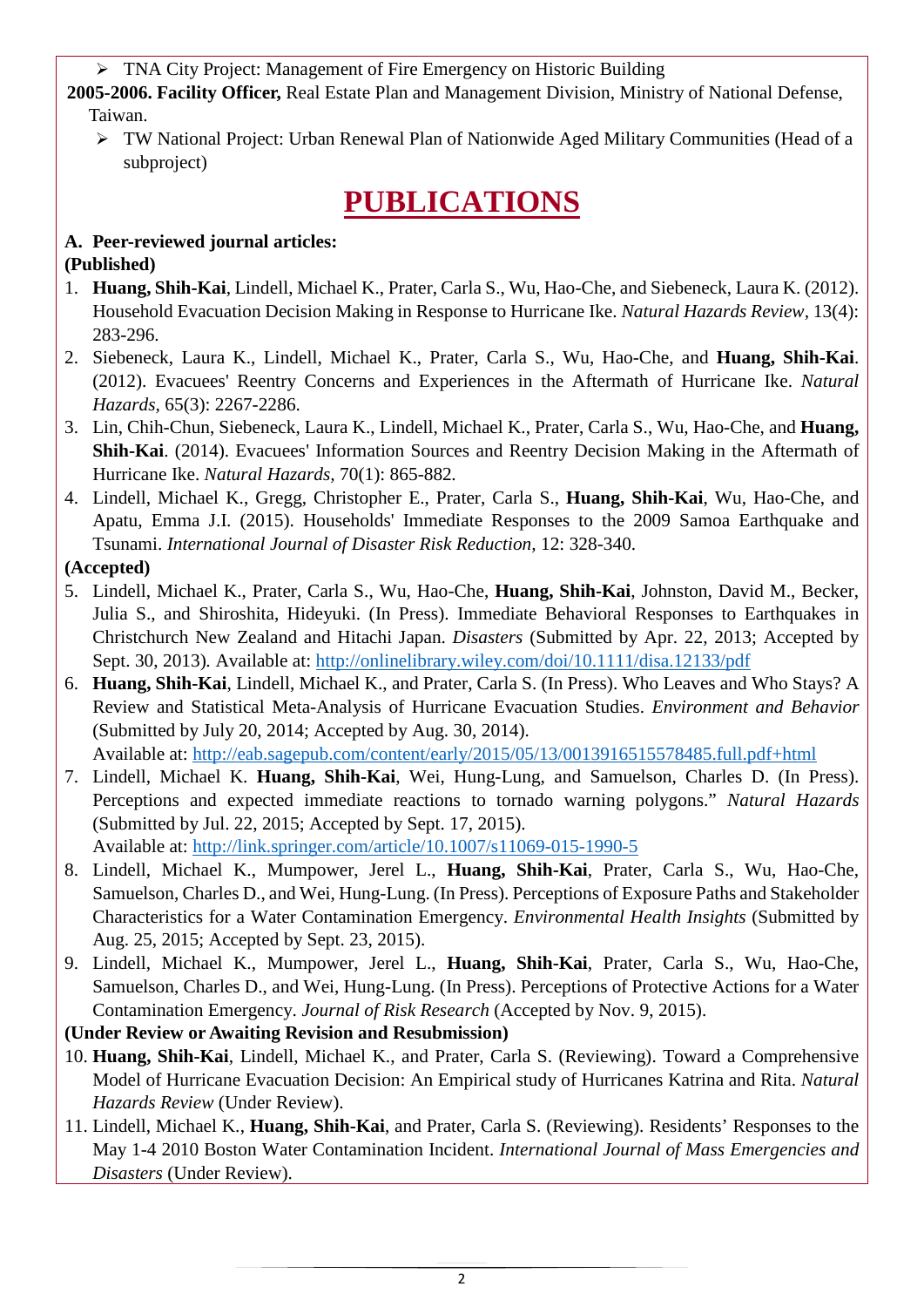- TNA City Project: Management of Fire Emergency on Historic Building

**2005-2006. Facility Officer,** Real Estate Plan and Management Division, Ministry of National Defense, Taiwan.

- TW National Project: Urban Renewal Plan of Nationwide Aged Military Communities (Head of a subproject)

# PUBLICATIONS

**A. Peer-reviewed journal articles:**

**(Published)**

1. **Huang, Shih-Kai**, Lindell, Michael K., Prater, Carla S., Wu, Hao-Che, and Siebeneck, Laura K. (2012). Household Evacuation Decision Making in Response to Hurricane Ike. *Natural Hazards Review,* 13(4): 283-296.
2. Siebeneck, Laura K., Lindell, Michael K., Prater, Carla S., Wu, Hao-Che, and **Huang, Shih-Kai**. (2012). Evacuees' Reentry Concerns and Experiences in the Aftermath of Hurricane Ike. *Natural Hazards,* 65(3): 2267-2286.
3. Lin, Chih-Chun, Siebeneck, Laura K., Lindell, Michael K., Prater, Carla S., Wu, Hao-Che, and **Huang, Shih-Kai**. (2014). Evacuees' Information Sources and Reentry Decision Making in the Aftermath of Hurricane Ike. *Natural Hazards,* 70(1): 865-882.
4. Lindell, Michael K., Gregg, Christopher E., Prater, Carla S., **Huang, Shih-Kai**, Wu, Hao-Che, and Apatu, Emma J.I. (2015). Households' Immediate Responses to the 2009 Samoa Earthquake and Tsunami. *International Journal of Disaster Risk Reduction,* 12: 328-340.

**(Accepted)**

5. Lindell, Michael K., Prater, Carla S., Wu, Hao-Che, **Huang, Shih-Kai**, Johnston, David M., Becker, Julia S., and Shiroshita, Hideyuki. (In Press). Immediate Behavioral Responses to Earthquakes in Christchurch New Zealand and Hitachi Japan. *Disasters* (Submitted by Apr. 22, 2013; Accepted by Sept. 30, 2013). Available at: http://onlinelibrary.wiley.com/doi/10.1111/disa.12133/pdf
6. **Huang, Shih-Kai**, Lindell, Michael K., and Prater, Carla S. (In Press). Who Leaves and Who Stays? A Review and Statistical Meta-Analysis of Hurricane Evacuation Studies. *Environment and Behavior* (Submitted by July 20, 2014; Accepted by Aug. 30, 2014).
   Available at: http://eab.sagepub.com/content/early/2015/05/13/0013916515578485.full.pdf+html
7. Lindell, Michael K. **Huang, Shih-Kai**, Wei, Hung-Lung, and Samuelson, Charles D. (In Press). Perceptions and expected immediate reactions to tornado warning polygons." *Natural Hazards* (Submitted by Jul. 22, 2015; Accepted by Sept. 17, 2015).
   Available at: http://link.springer.com/article/10.1007/s11069-015-1990-5
8. Lindell, Michael K., Mumpower, Jerel L., **Huang, Shih-Kai**, Prater, Carla S., Wu, Hao-Che, Samuelson, Charles D., and Wei, Hung-Lung. (In Press). Perceptions of Exposure Paths and Stakeholder Characteristics for a Water Contamination Emergency. *Environmental Health Insights* (Submitted by Aug. 25, 2015; Accepted by Sept. 23, 2015).
9. Lindell, Michael K., Mumpower, Jerel L., **Huang, Shih-Kai**, Prater, Carla S., Wu, Hao-Che, Samuelson, Charles D., and Wei, Hung-Lung. (In Press). Perceptions of Protective Actions for a Water Contamination Emergency. *Journal of Risk Research* (Accepted by Nov. 9, 2015).

**(Under Review or Awaiting Revision and Resubmission)**

10. **Huang, Shih-Kai**, Lindell, Michael K., and Prater, Carla S. (Reviewing). Toward a Comprehensive Model of Hurricane Evacuation Decision: An Empirical study of Hurricanes Katrina and Rita. *Natural Hazards Review* (Under Review).
11. Lindell, Michael K., **Huang, Shih-Kai**, and Prater, Carla S. (Reviewing). Residents' Responses to the May 1-4 2010 Boston Water Contamination Incident. *International Journal of Mass Emergencies and Disasters* (Under Review).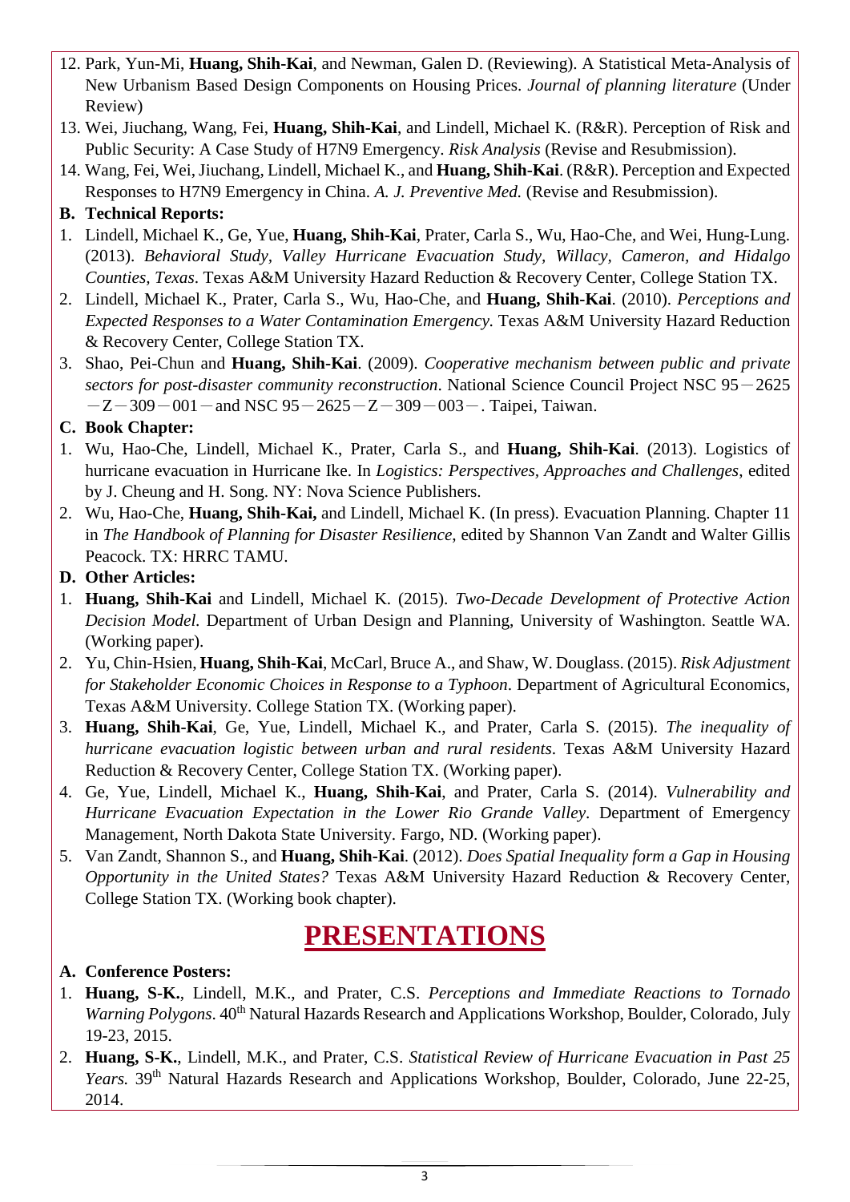12. Park, Yun-Mi, **Huang, Shih-Kai**, and Newman, Galen D. (Reviewing). A Statistical Meta-Analysis of New Urbanism Based Design Components on Housing Prices. *Journal of planning literature* (Under Review)
13. Wei, Jiuchang, Wang, Fei, **Huang, Shih-Kai**, and Lindell, Michael K. (R&R). Perception of Risk and Public Security: A Case Study of H7N9 Emergency. *Risk Analysis* (Revise and Resubmission).
14. Wang, Fei, Wei, Jiuchang, Lindell, Michael K., and **Huang, Shih-Kai**. (R&R). Perception and Expected Responses to H7N9 Emergency in China. *A. J. Preventive Med.* (Revise and Resubmission).

**B. Technical Reports:**

1. Lindell, Michael K., Ge, Yue, **Huang, Shih-Kai**, Prater, Carla S., Wu, Hao-Che, and Wei, Hung-Lung. (2013). *Behavioral Study, Valley Hurricane Evacuation Study, Willacy, Cameron, and Hidalgo Counties, Texas*. Texas A&M University Hazard Reduction & Recovery Center, College Station TX.
2. Lindell, Michael K., Prater, Carla S., Wu, Hao-Che, and **Huang, Shih-Kai**. (2010). *Perceptions and Expected Responses to a Water Contamination Emergency.* Texas A&M University Hazard Reduction & Recovery Center, College Station TX.
3. Shao, Pei-Chun and **Huang, Shih-Kai**. (2009). *Cooperative mechanism between public and private sectors for post-disaster community reconstruction*. National Science Council Project NSC 95－2625－Z－309－001－and NSC 95－2625－Z－309－003－. Taipei, Taiwan.

**C. Book Chapter:**

1. Wu, Hao-Che, Lindell, Michael K., Prater, Carla S., and **Huang, Shih-Kai**. (2013). Logistics of hurricane evacuation in Hurricane Ike. In *Logistics: Perspectives, Approaches and Challenges*, edited by J. Cheung and H. Song. NY: Nova Science Publishers.
2. Wu, Hao-Che, **Huang, Shih-Kai,** and Lindell, Michael K. (In press). Evacuation Planning. Chapter 11 in *The Handbook of Planning for Disaster Resilience*, edited by Shannon Van Zandt and Walter Gillis Peacock. TX: HRRC TAMU.

**D. Other Articles:**

1. **Huang, Shih-Kai** and Lindell, Michael K. (2015). *Two-Decade Development of Protective Action Decision Model.* Department of Urban Design and Planning, University of Washington. Seattle WA. (Working paper).
2. Yu, Chin-Hsien, **Huang, Shih-Kai**, McCarl, Bruce A., and Shaw, W. Douglass. (2015). *Risk Adjustment for Stakeholder Economic Choices in Response to a Typhoon*. Department of Agricultural Economics, Texas A&M University. College Station TX. (Working paper).
3. **Huang, Shih-Kai**, Ge, Yue, Lindell, Michael K., and Prater, Carla S. (2015). *The inequality of hurricane evacuation logistic between urban and rural residents*. Texas A&M University Hazard Reduction & Recovery Center, College Station TX. (Working paper).
4. Ge, Yue, Lindell, Michael K., **Huang, Shih-Kai**, and Prater, Carla S. (2014). *Vulnerability and Hurricane Evacuation Expectation in the Lower Rio Grande Valley*. Department of Emergency Management, North Dakota State University. Fargo, ND. (Working paper).
5. Van Zandt, Shannon S., and **Huang, Shih-Kai**. (2012). *Does Spatial Inequality form a Gap in Housing Opportunity in the United States?* Texas A&M University Hazard Reduction & Recovery Center, College Station TX. (Working book chapter).

# PRESENTATIONS

**A. Conference Posters:**

1. **Huang, S-K.**, Lindell, M.K., and Prater, C.S. *Perceptions and Immediate Reactions to Tornado Warning Polygons*. 40th Natural Hazards Research and Applications Workshop, Boulder, Colorado, July 19-23, 2015.
2. **Huang, S-K.**, Lindell, M.K., and Prater, C.S. *Statistical Review of Hurricane Evacuation in Past 25 Years.* 39th Natural Hazards Research and Applications Workshop, Boulder, Colorado, June 22-25, 2014.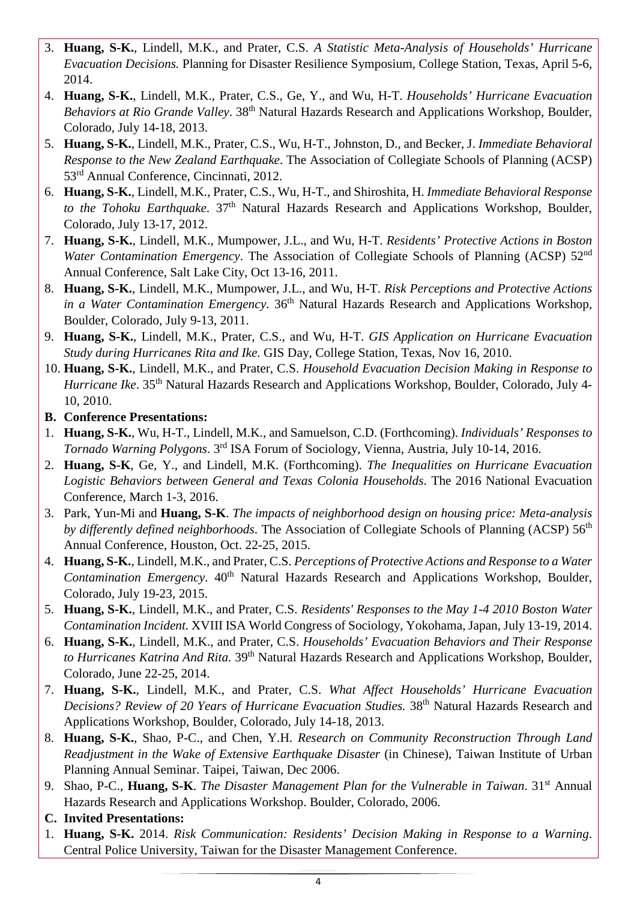3. **Huang, S-K.**, Lindell, M.K., and Prater, C.S. *A Statistic Meta-Analysis of Households' Hurricane Evacuation Decisions.* Planning for Disaster Resilience Symposium, College Station, Texas, April 5-6, 2014.
4. **Huang, S-K.**, Lindell, M.K., Prater, C.S., Ge, Y., and Wu, H-T. *Households' Hurricane Evacuation Behaviors at Rio Grande Valley*. 38th Natural Hazards Research and Applications Workshop, Boulder, Colorado, July 14-18, 2013.
5. **Huang, S-K.**, Lindell, M.K., Prater, C.S., Wu, H-T., Johnston, D., and Becker, J. *Immediate Behavioral Response to the New Zealand Earthquake*. The Association of Collegiate Schools of Planning (ACSP) 53rd Annual Conference, Cincinnati, 2012.
6. **Huang, S-K.**, Lindell, M.K., Prater, C.S., Wu, H-T., and Shiroshita, H. *Immediate Behavioral Response to the Tohoku Earthquake*. 37th Natural Hazards Research and Applications Workshop, Boulder, Colorado, July 13-17, 2012.
7. **Huang, S-K.**, Lindell, M.K., Mumpower, J.L., and Wu, H-T. *Residents' Protective Actions in Boston Water Contamination Emergency*. The Association of Collegiate Schools of Planning (ACSP) 52nd Annual Conference, Salt Lake City, Oct 13-16, 2011.
8. **Huang, S-K.**, Lindell, M.K., Mumpower, J.L., and Wu, H-T. *Risk Perceptions and Protective Actions in a Water Contamination Emergency*. 36th Natural Hazards Research and Applications Workshop, Boulder, Colorado, July 9-13, 2011.
9. **Huang, S-K.**, Lindell, M.K., Prater, C.S., and Wu, H-T. *GIS Application on Hurricane Evacuation Study during Hurricanes Rita and Ike*. GIS Day, College Station, Texas, Nov 16, 2010.
10. **Huang, S-K.**, Lindell, M.K., and Prater, C.S. *Household Evacuation Decision Making in Response to Hurricane Ike*. 35th Natural Hazards Research and Applications Workshop, Boulder, Colorado, July 4-10, 2010.

**B. Conference Presentations:**

1. **Huang, S-K.**, Wu, H-T., Lindell, M.K., and Samuelson, C.D. (Forthcoming). *Individuals' Responses to Tornado Warning Polygons*. 3rd ISA Forum of Sociology, Vienna, Austria, July 10-14, 2016.
2. **Huang, S-K**, Ge, Y., and Lindell, M.K. (Forthcoming). *The Inequalities on Hurricane Evacuation Logistic Behaviors between General and Texas Colonia Households*. The 2016 National Evacuation Conference, March 1-3, 2016.
3. Park, Yun-Mi and **Huang, S-K**. *The impacts of neighborhood design on housing price: Meta-analysis by differently defined neighborhoods*. The Association of Collegiate Schools of Planning (ACSP) 56th Annual Conference, Houston, Oct. 22-25, 2015.
4. **Huang, S-K.**, Lindell, M.K., and Prater, C.S. *Perceptions of Protective Actions and Response to a Water Contamination Emergency*. 40th Natural Hazards Research and Applications Workshop, Boulder, Colorado, July 19-23, 2015.
5. **Huang, S-K.**, Lindell, M.K., and Prater, C.S. *Residents' Responses to the May 1-4 2010 Boston Water Contamination Incident.* XVIII ISA World Congress of Sociology, Yokohama, Japan, July 13-19, 2014.
6. **Huang, S-K.**, Lindell, M.K., and Prater, C.S. *Households' Evacuation Behaviors and Their Response to Hurricanes Katrina And Rita.* 39th Natural Hazards Research and Applications Workshop, Boulder, Colorado, June 22-25, 2014.
7. **Huang, S-K.**, Lindell, M.K., and Prater, C.S. *What Affect Households' Hurricane Evacuation Decisions? Review of 20 Years of Hurricane Evacuation Studies.* 38th Natural Hazards Research and Applications Workshop, Boulder, Colorado, July 14-18, 2013.
8. **Huang, S-K.**, Shao, P-C., and Chen, Y.H. *Research on Community Reconstruction Through Land Readjustment in the Wake of Extensive Earthquake Disaster* (in Chinese), Taiwan Institute of Urban Planning Annual Seminar. Taipei, Taiwan, Dec 2006.
9. Shao, P-C., **Huang, S-K**. *The Disaster Management Plan for the Vulnerable in Taiwan*. 31st Annual Hazards Research and Applications Workshop. Boulder, Colorado, 2006.

**C. Invited Presentations:**

1. **Huang, S-K.** 2014. *Risk Communication: Residents' Decision Making in Response to a Warning*. Central Police University, Taiwan for the Disaster Management Conference.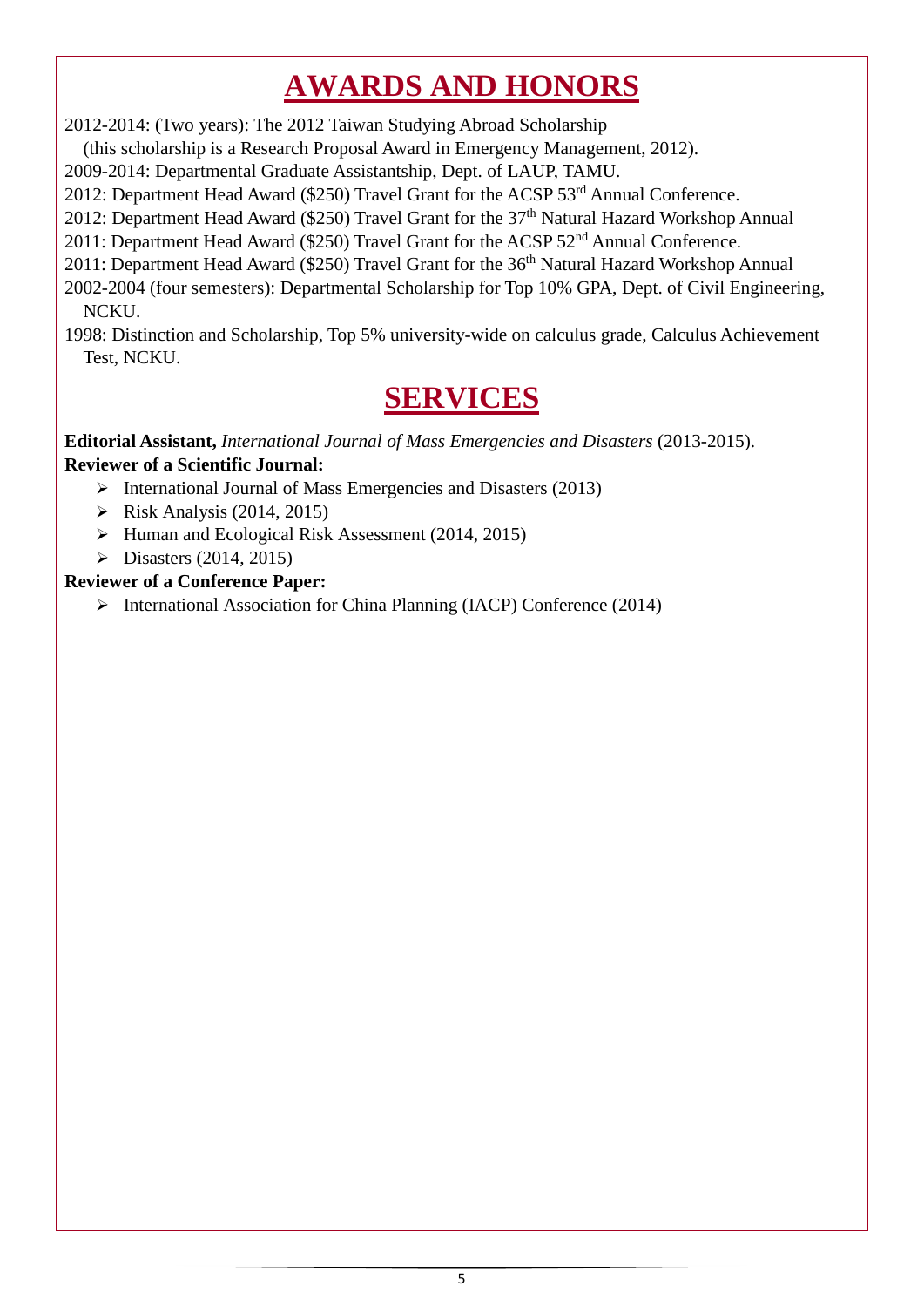# AWARDS AND HONORS

2012-2014: (Two years): The 2012 Taiwan Studying Abroad Scholarship
(this scholarship is a Research Proposal Award in Emergency Management, 2012).

2009-2014: Departmental Graduate Assistantship, Dept. of LAUP, TAMU.

2012: Department Head Award ($250) Travel Grant for the ACSP 53rd Annual Conference.

2012: Department Head Award ($250) Travel Grant for the 37th Natural Hazard Workshop Annual

2011: Department Head Award ($250) Travel Grant for the ACSP 52nd Annual Conference.

2011: Department Head Award ($250) Travel Grant for the 36th Natural Hazard Workshop Annual

2002-2004 (four semesters): Departmental Scholarship for Top 10% GPA, Dept. of Civil Engineering, NCKU.

1998: Distinction and Scholarship, Top 5% university-wide on calculus grade, Calculus Achievement Test, NCKU.

# SERVICES

**Editorial Assistant,** *International Journal of Mass Emergencies and Disasters* (2013-2015).

**Reviewer of a Scientific Journal:**

- International Journal of Mass Emergencies and Disasters (2013)
- Risk Analysis (2014, 2015)
- Human and Ecological Risk Assessment (2014, 2015)
- Disasters (2014, 2015)

**Reviewer of a Conference Paper:**

- International Association for China Planning (IACP) Conference (2014)